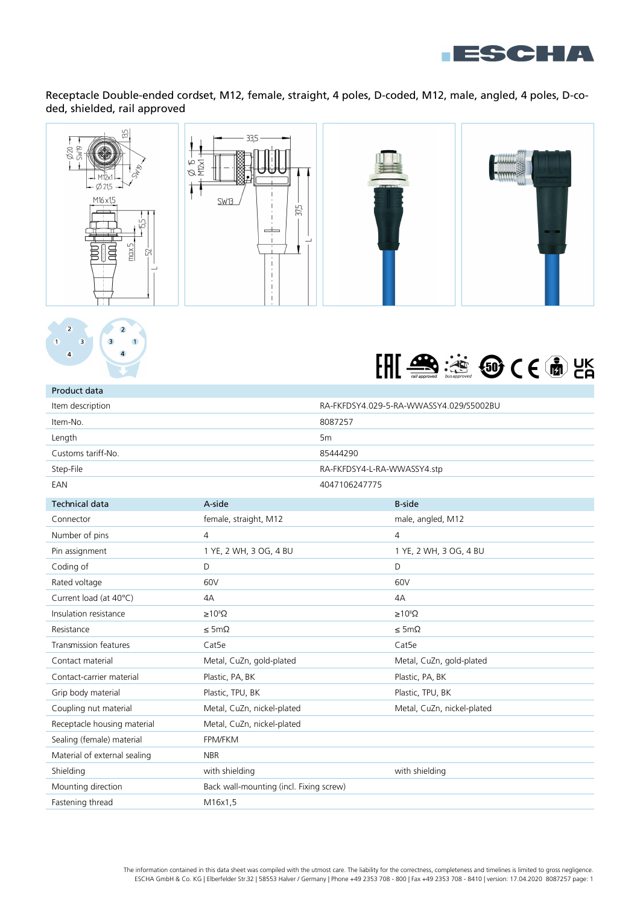Receptacle Double-ended cordset, M12, female, straight, 4 poles, D-coded, M12, male, angled, 4 poles, D-coded, shielded, rail approved

| Product data | |
|---|---|
| Item description | RA-FKFDSY4.029-5-RA-WWASSY4.029/S5002BU |
| Item-No. | 8087257 |
| Length | 5m |
| Customs tariff-No. | 85444290 |
| Step-File | RA-FKFDSY4-L-RA-WWASSY4.stp |
| EAN | 4047106247775 |

| Technical data | A-side | B-side |
|---|---|---|
| Connector | female, straight, M12 | male, angled, M12 |
| Number of pins | 4 | 4 |
| Pin assignment | 1 YE, 2 WH, 3 OG, 4 BU | 1 YE, 2 WH, 3 OG, 4 BU |
| Coding of | D | D |
| Rated voltage | 60V | 60V |
| Current load (at 40°C) | 4A | 4A |
| Insulation resistance | $\geq 10^8 \Omega$ | $\geq 10^8 \Omega$ |
| Resistance | ≤ 5mΩ | ≤ 5mΩ |
| Transmission features | Cat5e | Cat5e |
| Contact material | Metal, CuZn, gold-plated | Metal, CuZn, gold-plated |
| Contact-carrier material | Plastic, PA, BK | Plastic, PA, BK |
| Grip body material | Plastic, TPU, BK | Plastic, TPU, BK |
| Coupling nut material | Metal, CuZn, nickel-plated | Metal, CuZn, nickel-plated |
| Receptacle housing material | Metal, CuZn, nickel-plated | |
| Sealing (female) material | FPM/FKM | |
| Material of external sealing | NBR | |
| Shielding | with shielding | with shielding |
| Mounting direction | Back wall-mounting (incl. Fixing screw) | |
| Fastening thread | M16x1,5 | |

The information contained in this data sheet was compiled with the utmost care. The liability for the correctness, completeness and timelines is limited to gross negligence.
ESCHA GmbH & Co. KG | Elberfelder Str.32 | 58553 Halver / Germany | Phone +49 2353 708 - 800 | Fax +49 2353 708 - 8410 | version: 17.04.2020 8087257 page: 1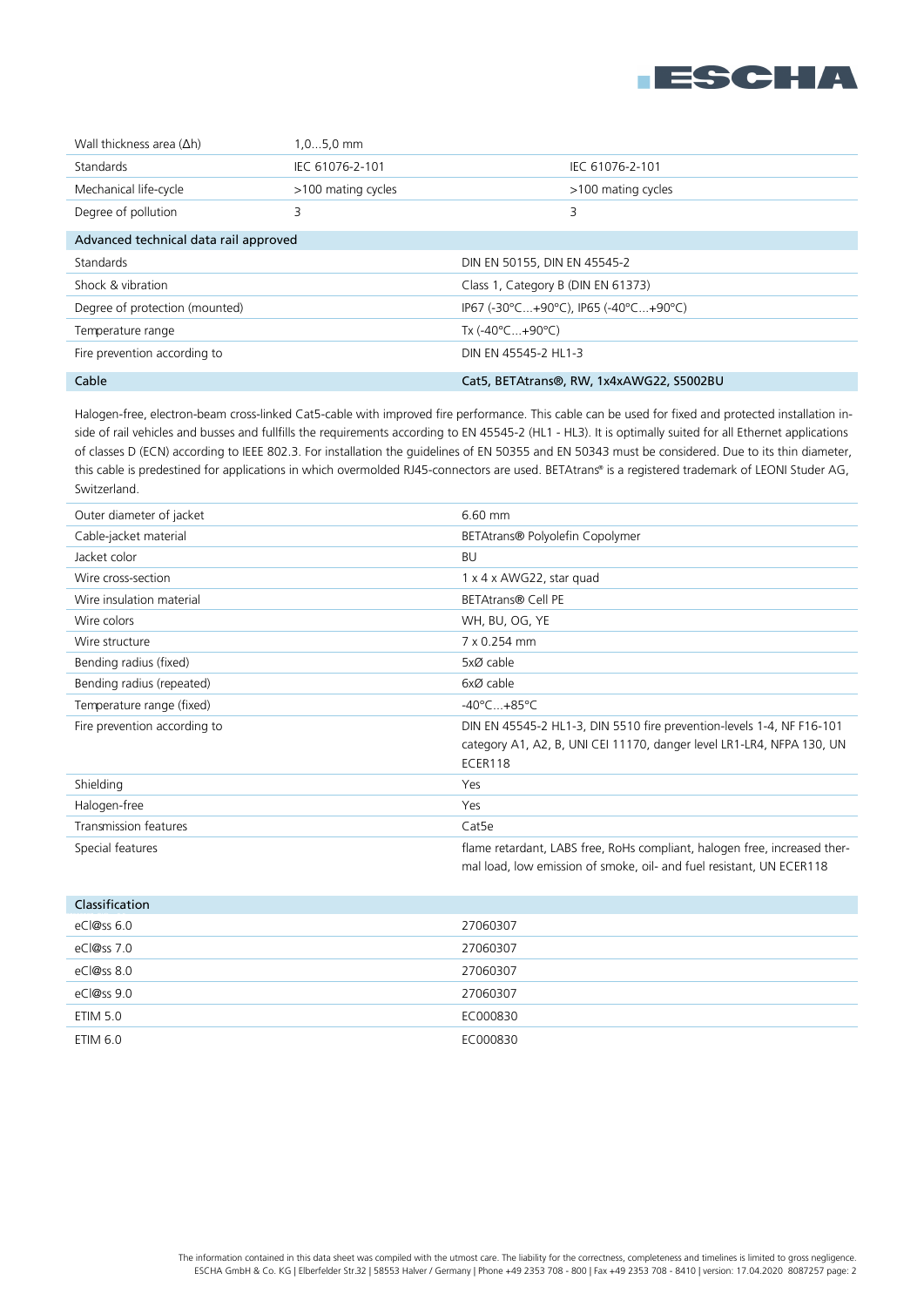| | | |
|---|---|---|
| Wall thickness area (Δh) | 1,0...5,0 mm | |
| Standards | IEC 61076-2-101 | IEC 61076-2-101 |
| Mechanical life-cycle | >100 mating cycles | >100 mating cycles |
| Degree of pollution | 3 | 3 |

| Advanced technical data rail approved | |
|---|---|
| Standards | DIN EN 50155, DIN EN 45545-2 |
| Shock & vibration | Class 1, Category B (DIN EN 61373) |
| Degree of protection (mounted) | IP67 (-30°C...+90°C), IP65 (-40°C...+90°C) |
| Temperature range | Tx (-40°C...+90°C) |
| Fire prevention according to | DIN EN 45545-2 HL1-3 |

| Cable | Cat5, BETAtrans®, RW, 1x4xAWG22, S5002BU |
|---|---|

Halogen-free, electron-beam cross-linked Cat5-cable with improved fire performance. This cable can be used for fixed and protected installation inside of rail vehicles and busses and fullfills the requirements according to EN 45545-2 (HL1 - HL3). It is optimally suited for all Ethernet applications of classes D (ECN) according to IEEE 802.3. For installation the guidelines of EN 50355 and EN 50343 must be considered. Due to its thin diameter, this cable is predestined for applications in which overmolded RJ45-connectors are used. BETAtrans® is a registered trademark of LEONI Studer AG, Switzerland.

| | |
|---|---|
| Outer diameter of jacket | 6.60 mm |
| Cable-jacket material | BETAtrans® Polyolefin Copolymer |
| Jacket color | BU |
| Wire cross-section | 1 x 4 x AWG22, star quad |
| Wire insulation material | BETAtrans® Cell PE |
| Wire colors | WH, BU, OG, YE |
| Wire structure | 7 x 0.254 mm |
| Bending radius (fixed) | 5xØ cable |
| Bending radius (repeated) | 6xØ cable |
| Temperature range (fixed) | -40°C...+85°C |
| Fire prevention according to | DIN EN 45545-2 HL1-3, DIN 5510 fire prevention-levels 1-4, NF F16-101 category A1, A2, B, UNI CEI 11170, danger level LR1-LR4, NFPA 130, UN ECER118 |
| Shielding | Yes |
| Halogen-free | Yes |
| Transmission features | Cat5e |
| Special features | flame retardant, LABS free, RoHs compliant, halogen free, increased thermal load, low emission of smoke, oil- and fuel resistant, UN ECER118 |

| Classification | |
|---|---|
| eCl@ss 6.0 | 27060307 |
| eCl@ss 7.0 | 27060307 |
| eCl@ss 8.0 | 27060307 |
| eCl@ss 9.0 | 27060307 |
| ETIM 5.0 | EC000830 |
| ETIM 6.0 | EC000830 |

The information contained in this data sheet was compiled with the utmost care. The liability for the correctness, completeness and timelines is limited to gross negligence.
ESCHA GmbH & Co. KG | Elberfelder Str.32 | 58553 Halver / Germany | Phone +49 2353 708 - 800 | Fax +49 2353 708 - 8410 | version: 17.04.2020 8087257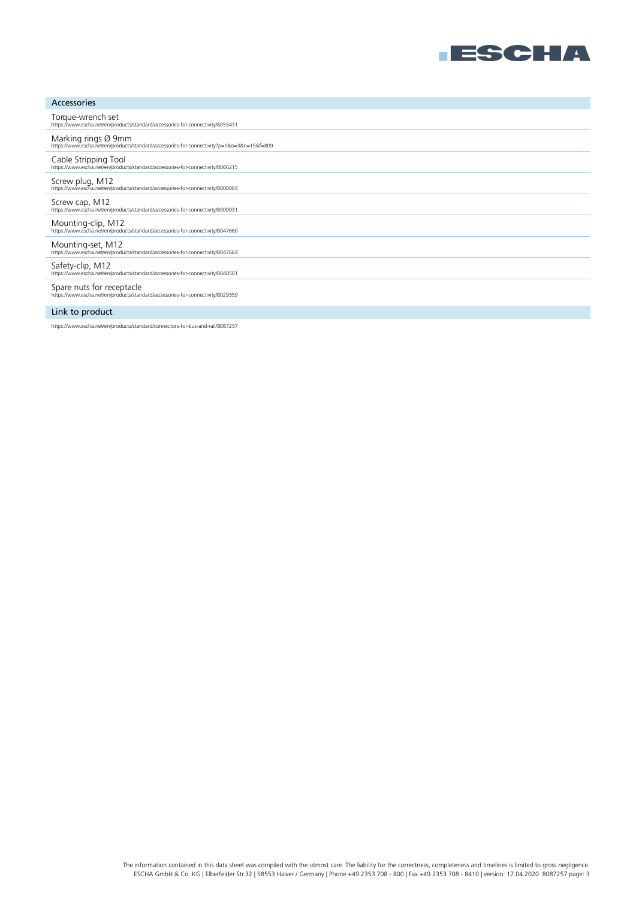## Accessories

Torque-wrench set
https://www.escha.net/en/products/standard/accessories-for-connectivity/8055431

Marking rings Ø 9mm
https://www.escha.net/en/products/standard/accessories-for-connectivity?p=1&o=3&n=15&f=809

Cable Stripping Tool
https://www.escha.net/en/products/standard/accessories-for-connectivity/8066215

Screw plug, M12
https://www.escha.net/en/products/standard/accessories-for-connectivity/8000004

Screw cap, M12
https://www.escha.net/en/products/standard/accessories-for-connectivity/8000031

Mounting-clip, M12
https://www.escha.net/en/products/standard/accessories-for-connectivity/8047660

Mounting-set, M12
https://www.escha.net/en/products/standard/accessories-for-connectivity/8047664

Safety-clip, M12
https://www.escha.net/en/products/standard/accessories-for-connectivity/8040501

Spare nuts for receptacle
https://www.escha.net/en/products/standard/accessories-for-connectivity/8029359

## Link to product

https://www.escha.net/en/products/standard/connectors-for-bus-and-rail/8087257

The information contained in this data sheet was compiled with the utmost care. The liability for the correctness, completeness and timelines is limited to gross negligence.
ESCHA GmbH & Co. KG | Elberfelder Str.32 | 58553 Halver / Germany | Phone +49 2353 708 - 800 | Fax +49 2353 708 - 8410 | version: 17.04.2020 8087257